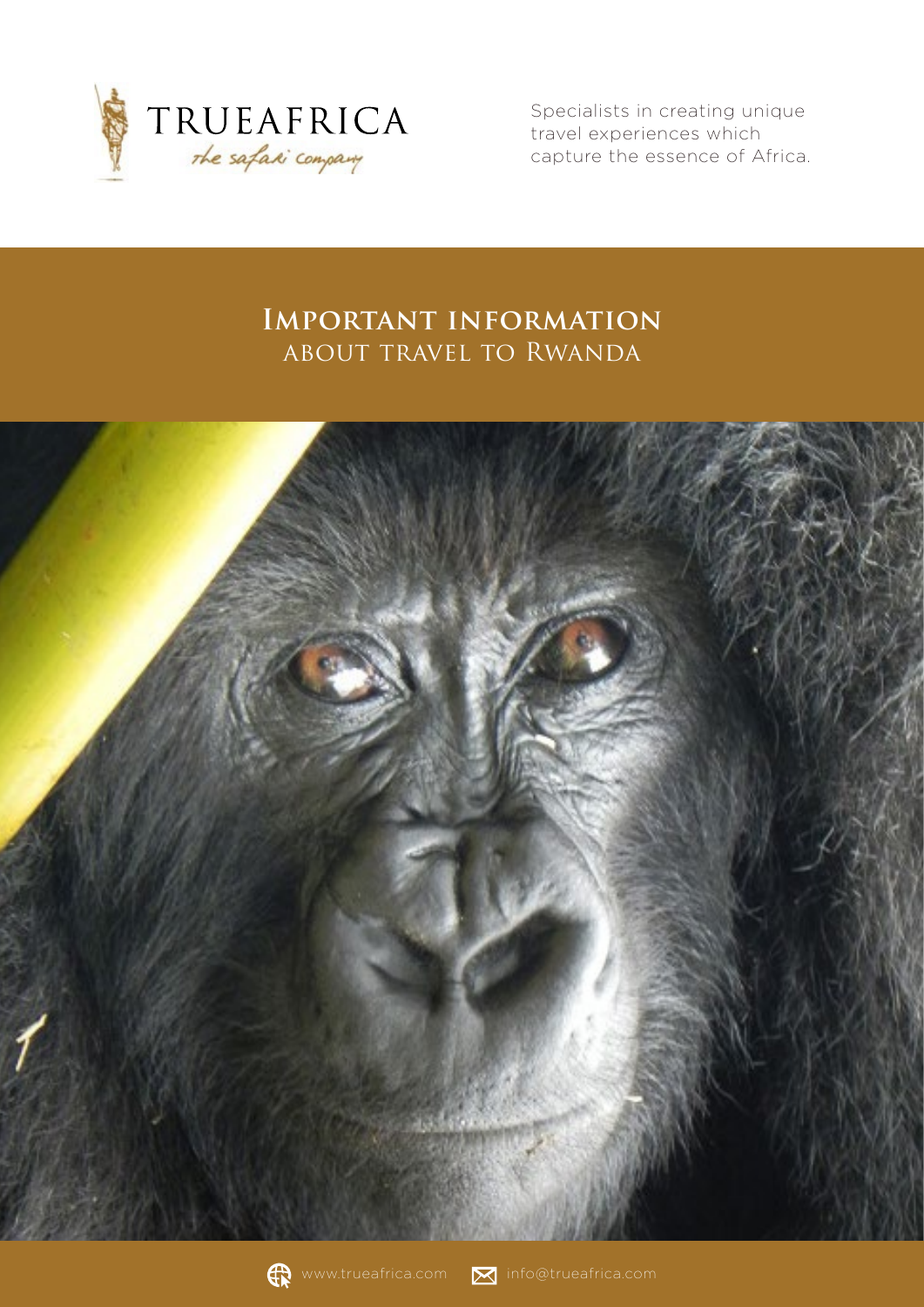TRUEAFRICA
*the safari company*

Specialists in creating unique travel experiences which capture the essence of Africa.

# Important information
## about travel to Rwanda

www.trueafrica.com info@trueafrica.com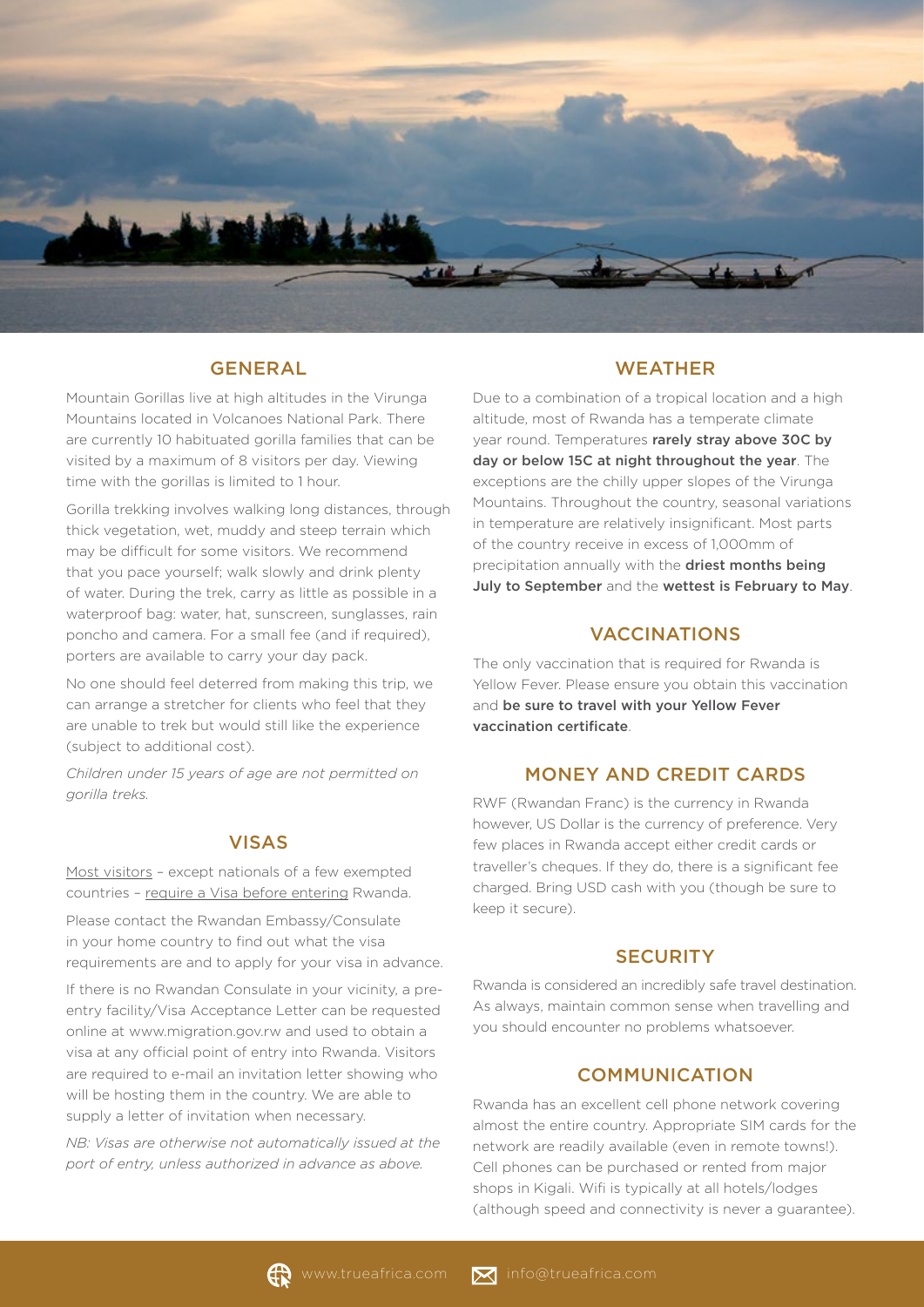## GENERAL

Mountain Gorillas live at high altitudes in the Virunga Mountains located in Volcanoes National Park. There are currently 10 habituated gorilla families that can be visited by a maximum of 8 visitors per day. Viewing time with the gorillas is limited to 1 hour.

Gorilla trekking involves walking long distances, through thick vegetation, wet, muddy and steep terrain which may be difficult for some visitors. We recommend that you pace yourself; walk slowly and drink plenty of water. During the trek, carry as little as possible in a waterproof bag: water, hat, sunscreen, sunglasses, rain poncho and camera. For a small fee (and if required), porters are available to carry your day pack.

No one should feel deterred from making this trip, we can arrange a stretcher for clients who feel that they are unable to trek but would still like the experience (subject to additional cost).

*Children under 15 years of age are not permitted on gorilla treks.*

## VISAS

Most visitors – except nationals of a few exempted countries – require a Visa before entering Rwanda.

Please contact the Rwandan Embassy/Consulate in your home country to find out what the visa requirements are and to apply for your visa in advance.

If there is no Rwandan Consulate in your vicinity, a pre-entry facility/Visa Acceptance Letter can be requested online at www.migration.gov.rw and used to obtain a visa at any official point of entry into Rwanda. Visitors are required to e-mail an invitation letter showing who will be hosting them in the country. We are able to supply a letter of invitation when necessary.

*NB: Visas are otherwise not automatically issued at the port of entry, unless authorized in advance as above.*

## WEATHER

Due to a combination of a tropical location and a high altitude, most of Rwanda has a temperate climate year round. Temperatures **rarely stray above 30C by day or below 15C at night throughout the year**. The exceptions are the chilly upper slopes of the Virunga Mountains. Throughout the country, seasonal variations in temperature are relatively insignificant. Most parts of the country receive in excess of 1,000mm of precipitation annually with the **driest months being July to September** and the **wettest is February to May**.

## VACCINATIONS

The only vaccination that is required for Rwanda is Yellow Fever. Please ensure you obtain this vaccination and **be sure to travel with your Yellow Fever vaccination certificate**.

## MONEY AND CREDIT CARDS

RWF (Rwandan Franc) is the currency in Rwanda however, US Dollar is the currency of preference. Very few places in Rwanda accept either credit cards or traveller's cheques. If they do, there is a significant fee charged. Bring USD cash with you (though be sure to keep it secure).

## SECURITY

Rwanda is considered an incredibly safe travel destination. As always, maintain common sense when travelling and you should encounter no problems whatsoever.

## COMMUNICATION

Rwanda has an excellent cell phone network covering almost the entire country. Appropriate SIM cards for the network are readily available (even in remote towns!). Cell phones can be purchased or rented from major shops in Kigali. Wifi is typically at all hotels/lodges (although speed and connectivity is never a guarantee).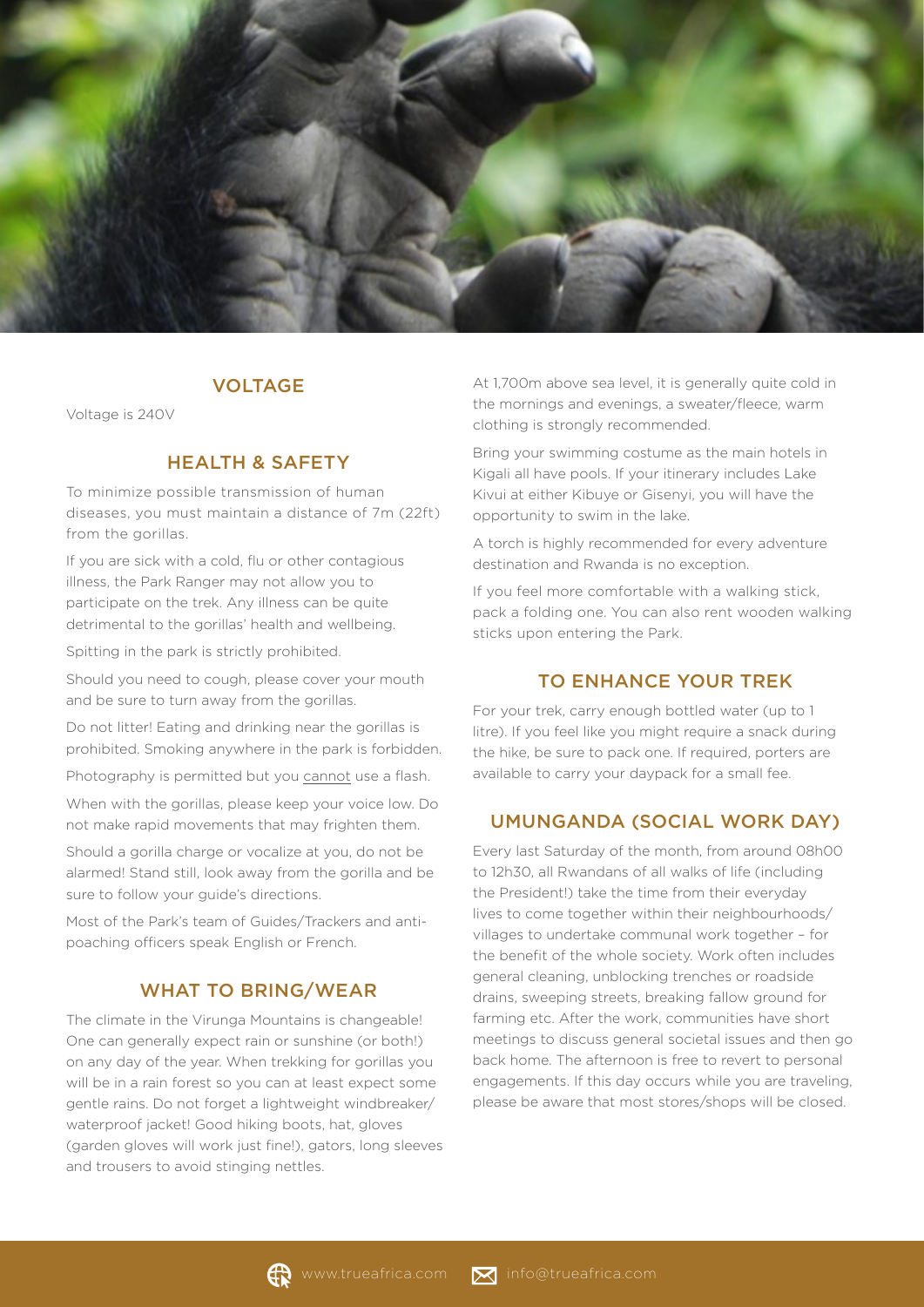## VOLTAGE

Voltage is 240V

## HEALTH & SAFETY

To minimize possible transmission of human diseases, you must maintain a distance of 7m (22ft) from the gorillas.

If you are sick with a cold, flu or other contagious illness, the Park Ranger may not allow you to participate on the trek. Any illness can be quite detrimental to the gorillas' health and wellbeing.

Spitting in the park is strictly prohibited.

Should you need to cough, please cover your mouth and be sure to turn away from the gorillas.

Do not litter! Eating and drinking near the gorillas is prohibited. Smoking anywhere in the park is forbidden.

Photography is permitted but you cannot use a flash.

When with the gorillas, please keep your voice low. Do not make rapid movements that may frighten them.

Should a gorilla charge or vocalize at you, do not be alarmed! Stand still, look away from the gorilla and be sure to follow your guide's directions.

Most of the Park's team of Guides/Trackers and anti-poaching officers speak English or French.

## WHAT TO BRING/WEAR

The climate in the Virunga Mountains is changeable! One can generally expect rain or sunshine (or both!) on any day of the year. When trekking for gorillas you will be in a rain forest so you can at least expect some gentle rains. Do not forget a lightweight windbreaker/ waterproof jacket! Good hiking boots, hat, gloves (garden gloves will work just fine!), gators, long sleeves and trousers to avoid stinging nettles.

At 1,700m above sea level, it is generally quite cold in the mornings and evenings, a sweater/fleece, warm clothing is strongly recommended.

Bring your swimming costume as the main hotels in Kigali all have pools. If your itinerary includes Lake Kivui at either Kibuye or Gisenyi, you will have the opportunity to swim in the lake.

A torch is highly recommended for every adventure destination and Rwanda is no exception.

If you feel more comfortable with a walking stick, pack a folding one. You can also rent wooden walking sticks upon entering the Park.

## TO ENHANCE YOUR TREK

For your trek, carry enough bottled water (up to 1 litre). If you feel like you might require a snack during the hike, be sure to pack one. If required, porters are available to carry your daypack for a small fee.

## UMUNGANDA (SOCIAL WORK DAY)

Every last Saturday of the month, from around 08h00 to 12h30, all Rwandans of all walks of life (including the President!) take the time from their everyday lives to come together within their neighbourhoods/ villages to undertake communal work together – for the benefit of the whole society. Work often includes general cleaning, unblocking trenches or roadside drains, sweeping streets, breaking fallow ground for farming etc. After the work, communities have short meetings to discuss general societal issues and then go back home. The afternoon is free to revert to personal engagements. If this day occurs while you are traveling, please be aware that most stores/shops will be closed.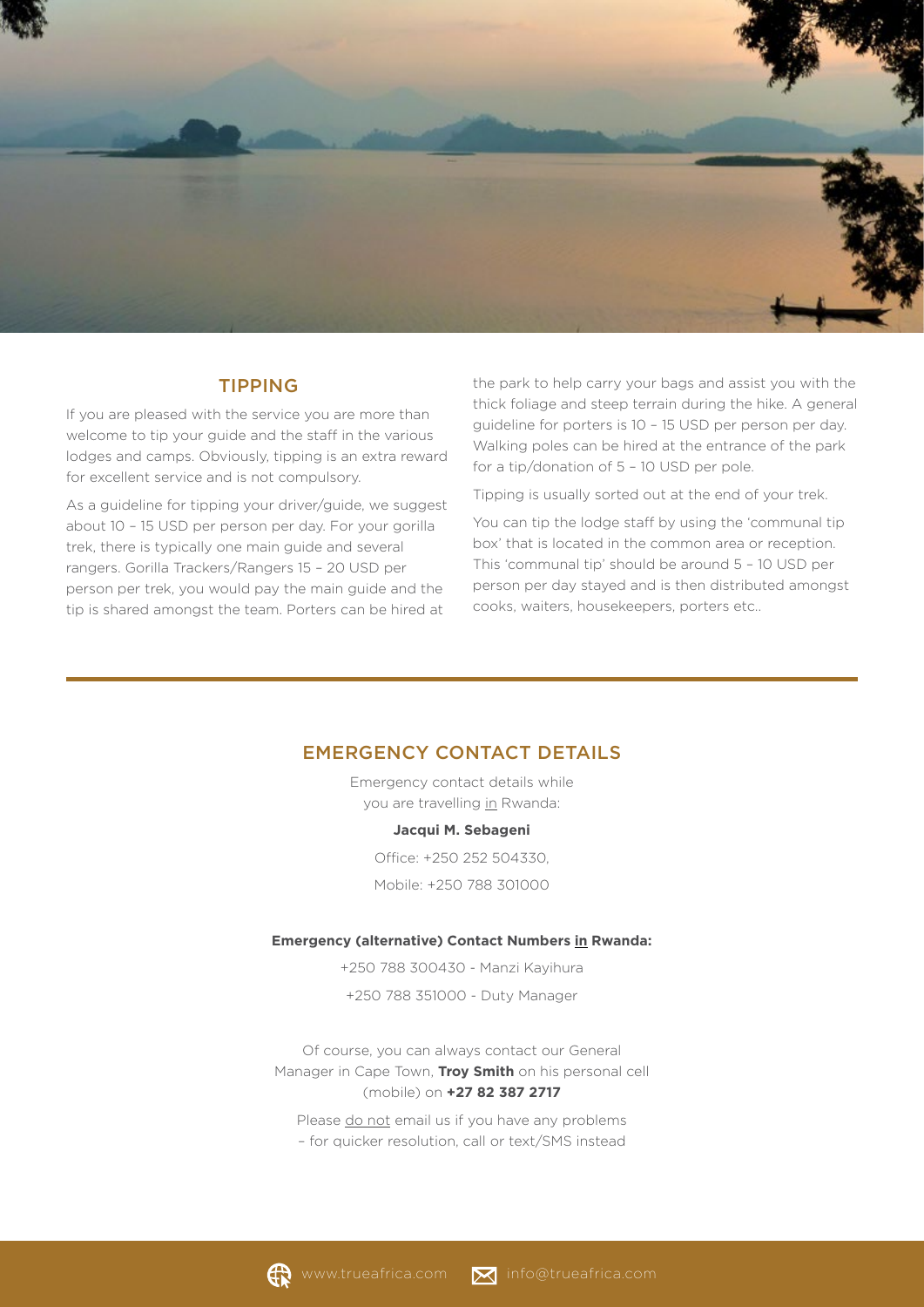## TIPPING

If you are pleased with the service you are more than welcome to tip your guide and the staff in the various lodges and camps. Obviously, tipping is an extra reward for excellent service and is not compulsory.

As a guideline for tipping your driver/guide, we suggest about 10 – 15 USD per person per day. For your gorilla trek, there is typically one main guide and several rangers. Gorilla Trackers/Rangers 15 – 20 USD per person per trek, you would pay the main guide and the tip is shared amongst the team. Porters can be hired at the park to help carry your bags and assist you with the thick foliage and steep terrain during the hike. A general guideline for porters is 10 – 15 USD per person per day. Walking poles can be hired at the entrance of the park for a tip/donation of 5 – 10 USD per pole.

Tipping is usually sorted out at the end of your trek.

You can tip the lodge staff by using the 'communal tip box' that is located in the common area or reception. This 'communal tip' should be around 5 – 10 USD per person per day stayed and is then distributed amongst cooks, waiters, housekeepers, porters etc..

## EMERGENCY CONTACT DETAILS

Emergency contact details while you are travelling in Rwanda:

**Jacqui M. Sebageni**

Office: +250 252 504330,

Mobile: +250 788 301000

**Emergency (alternative) Contact Numbers in Rwanda:**

+250 788 300430 - Manzi Kayihura

+250 788 351000 - Duty Manager

Of course, you can always contact our General Manager in Cape Town, **Troy Smith** on his personal cell (mobile) on **+27 82 387 2717**

Please do not email us if you have any problems – for quicker resolution, call or text/SMS instead

www.trueafrica.com info@trueafrica.com